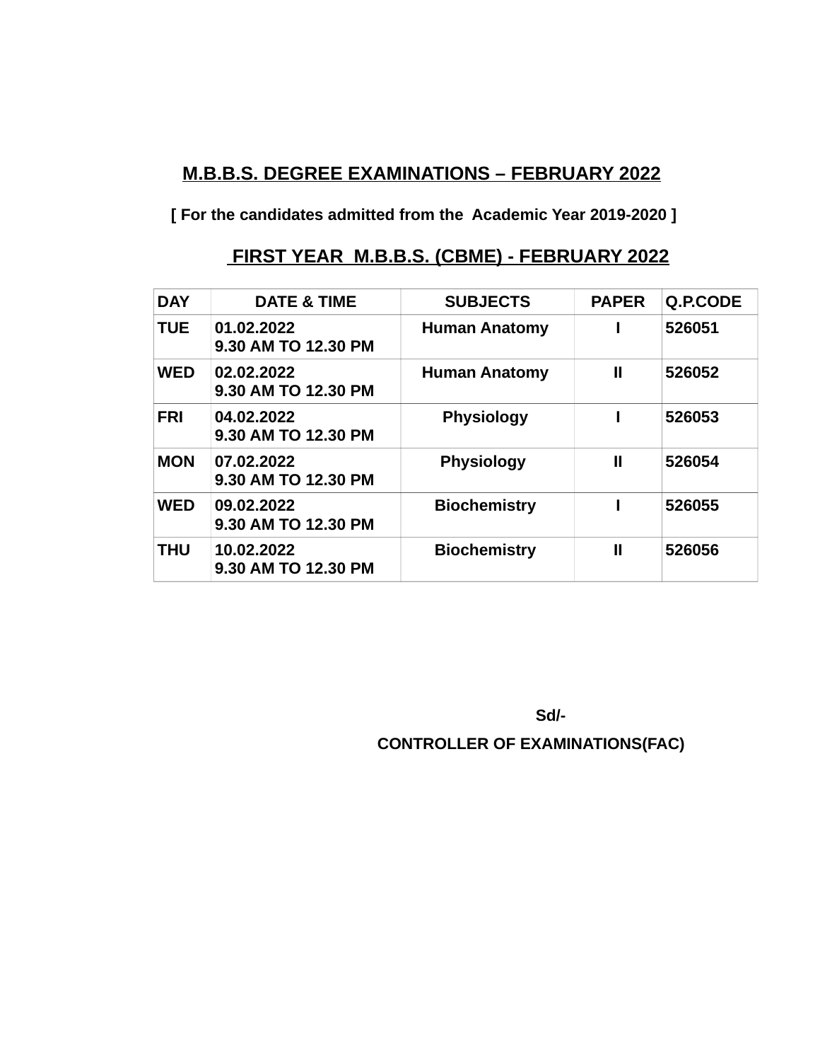## M.B.B.S. DEGREE EXAMINATIONS – FEBRUARY 2022

**[ For the candidates admitted from the Academic Year 2019-2020 ]**

### FIRST YEAR M.B.B.S. (CBME) - FEBRUARY 2022

| DAY | DATE & TIME | SUBJECTS | PAPER | Q.P.CODE |
|---|---|---|---|---|
| TUE | 01.02.2022<br>9.30 AM TO 12.30 PM | Human Anatomy | I | 526051 |
| WED | 02.02.2022<br>9.30 AM TO 12.30 PM | Human Anatomy | II | 526052 |
| FRI | 04.02.2022<br>9.30 AM TO 12.30 PM | Physiology | I | 526053 |
| MON | 07.02.2022<br>9.30 AM TO 12.30 PM | Physiology | II | 526054 |
| WED | 09.02.2022<br>9.30 AM TO 12.30 PM | Biochemistry | I | 526055 |
| THU | 10.02.2022<br>9.30 AM TO 12.30 PM | Biochemistry | II | 526056 |

**Sd/-**

**CONTROLLER OF EXAMINATIONS(FAC)**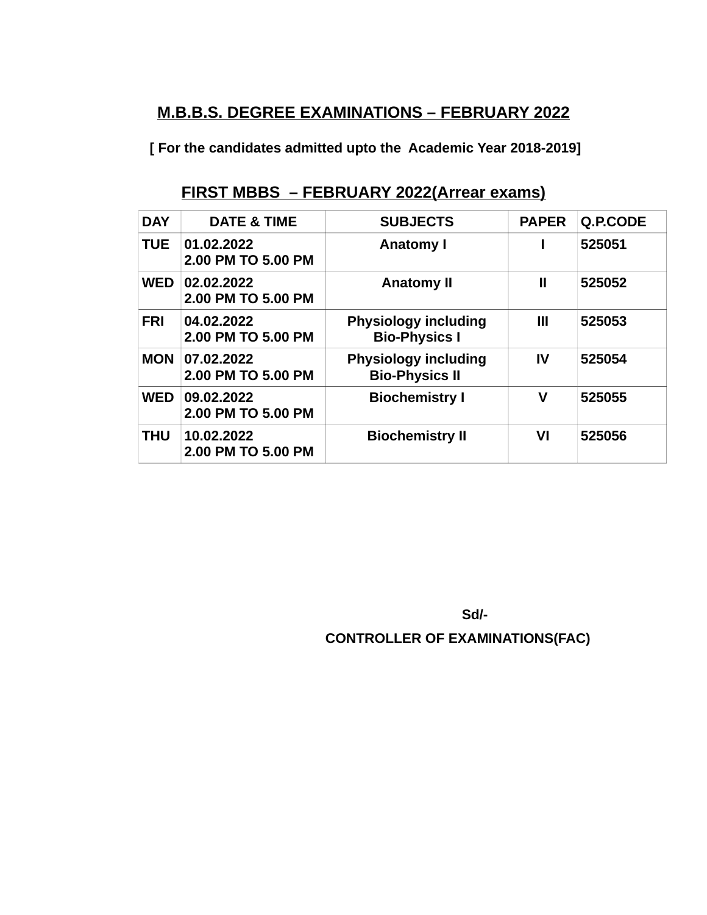## M.B.B.S. DEGREE EXAMINATIONS – FEBRUARY 2022

**[ For the candidates admitted upto the Academic Year 2018-2019]**

### FIRST MBBS – FEBRUARY 2022(Arrear exams)

| DAY | DATE & TIME | SUBJECTS | PAPER | Q.P.CODE |
|---|---|---|---|---|
| TUE | 01.02.2022 2.00 PM TO 5.00 PM | Anatomy I | I | 525051 |
| WED | 02.02.2022 2.00 PM TO 5.00 PM | Anatomy II | II | 525052 |
| FRI | 04.02.2022 2.00 PM TO 5.00 PM | Physiology including Bio-Physics I | III | 525053 |
| MON | 07.02.2022 2.00 PM TO 5.00 PM | Physiology including Bio-Physics II | IV | 525054 |
| WED | 09.02.2022 2.00 PM TO 5.00 PM | Biochemistry I | V | 525055 |
| THU | 10.02.2022 2.00 PM TO 5.00 PM | Biochemistry II | VI | 525056 |

**Sd/-**

**CONTROLLER OF EXAMINATIONS(FAC)**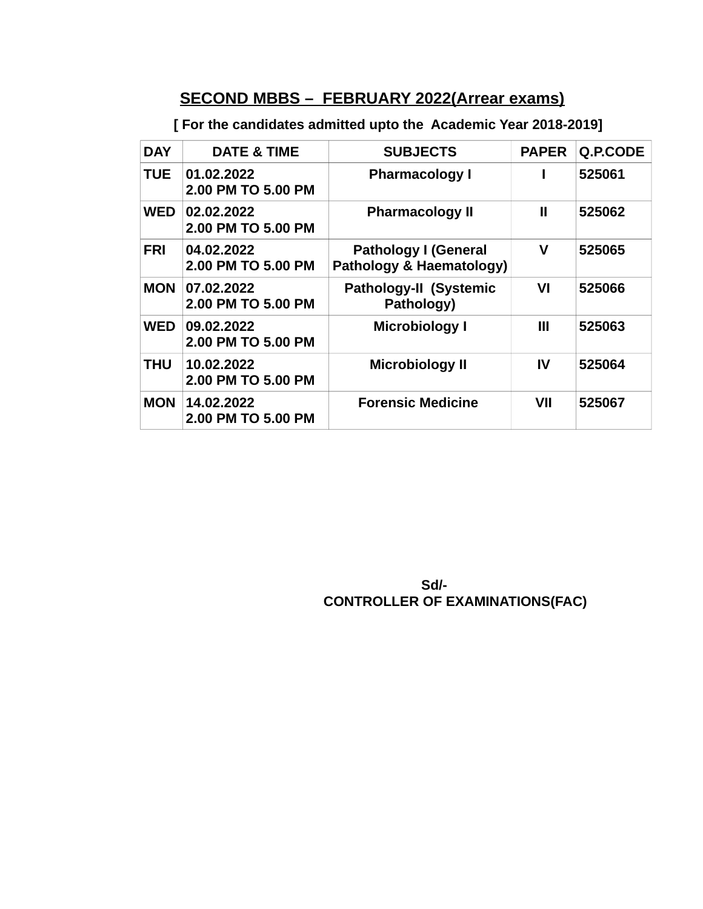## SECOND MBBS – FEBRUARY 2022(Arrear exams)

**[ For the candidates admitted upto the Academic Year 2018-2019]**

| DAY | DATE & TIME | SUBJECTS | PAPER | Q.P.CODE |
|---|---|---|---|---|
| TUE | 01.02.2022<br>2.00 PM TO 5.00 PM | Pharmacology I | I | 525061 |
| WED | 02.02.2022<br>2.00 PM TO 5.00 PM | Pharmacology II | II | 525062 |
| FRI | 04.02.2022<br>2.00 PM TO 5.00 PM | Pathology I (General Pathology & Haematology) | V | 525065 |
| MON | 07.02.2022<br>2.00 PM TO 5.00 PM | Pathology-II (Systemic Pathology) | VI | 525066 |
| WED | 09.02.2022<br>2.00 PM TO 5.00 PM | Microbiology I | III | 525063 |
| THU | 10.02.2022<br>2.00 PM TO 5.00 PM | Microbiology II | IV | 525064 |
| MON | 14.02.2022<br>2.00 PM TO 5.00 PM | Forensic Medicine | VII | 525067 |

**Sd/-**
**CONTROLLER OF EXAMINATIONS(FAC)**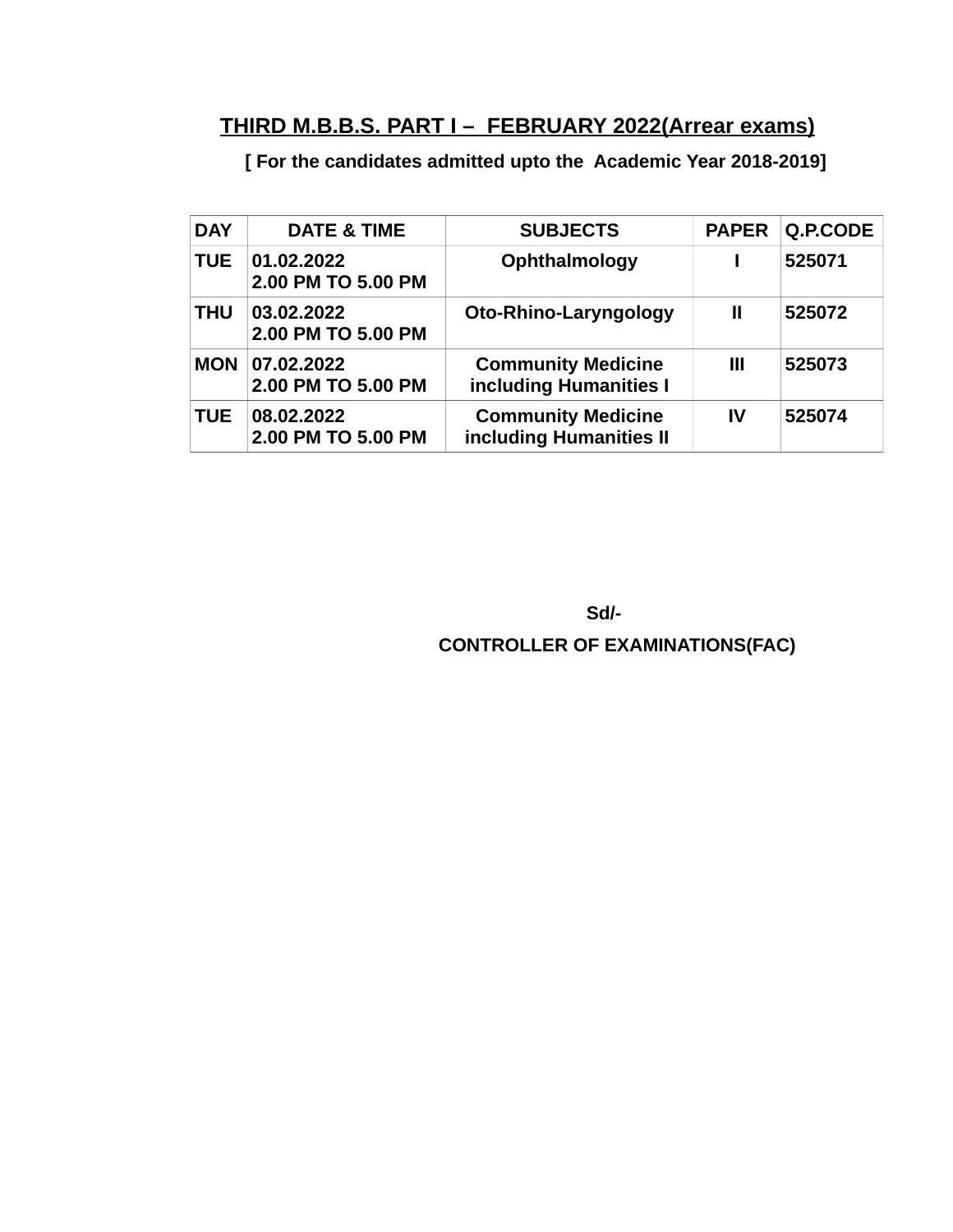## THIRD M.B.B.S. PART I – FEBRUARY 2022(Arrear exams)

**[ For the candidates admitted upto the Academic Year 2018-2019]**

| DAY | DATE & TIME | SUBJECTS | PAPER | Q.P.CODE |
|---|---|---|---|---|
| TUE | 01.02.2022<br>2.00 PM TO 5.00 PM | Ophthalmology | I | 525071 |
| THU | 03.02.2022<br>2.00 PM TO 5.00 PM | Oto-Rhino-Laryngology | II | 525072 |
| MON | 07.02.2022<br>2.00 PM TO 5.00 PM | Community Medicine including Humanities I | III | 525073 |
| TUE | 08.02.2022<br>2.00 PM TO 5.00 PM | Community Medicine including Humanities II | IV | 525074 |

**Sd/-**

**CONTROLLER OF EXAMINATIONS(FAC)**